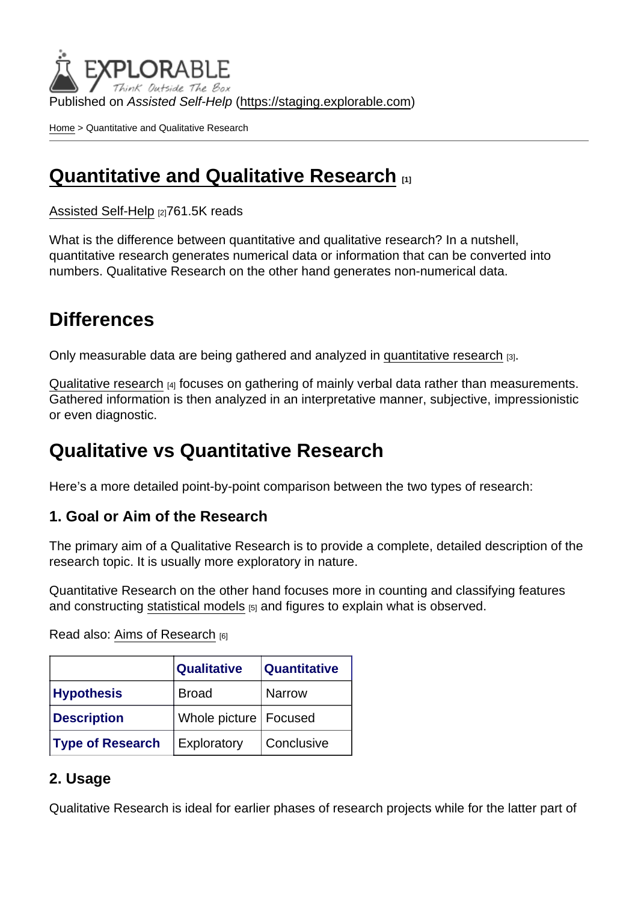Published on *Assisted Self-Help* (https://staging.explorable.com)

Home > Quantitative and Qualitative Research

# Quantitative and Qualitative Research [1]

Assisted Self-Help [2]761.5K reads

What is the difference between quantitative and qualitative research? In a nutshell, quantitative research generates numerical data or information that can be converted into numbers. Qualitative Research on the other hand generates non-numerical data.

## Differences

Only measurable data are being gathered and analyzed in quantitative research [3].

Qualitative research [4] focuses on gathering of mainly verbal data rather than measurements. Gathered information is then analyzed in an interpretative manner, subjective, impressionistic or even diagnostic.

## Qualitative vs Quantitative Research

Here's a more detailed point-by-point comparison between the two types of research:

### 1. Goal or Aim of the Research

The primary aim of a Qualitative Research is to provide a complete, detailed description of the research topic. It is usually more exploratory in nature.

Quantitative Research on the other hand focuses more in counting and classifying features and constructing statistical models [5] and figures to explain what is observed.

Read also: Aims of Research [6]

| | Qualitative | Quantitative |
|---|---|---|
| Hypothesis | Broad | Narrow |
| Description | Whole picture | Focused |
| Type of Research | Exploratory | Conclusive |

### 2. Usage

Qualitative Research is ideal for earlier phases of research projects while for the latter part of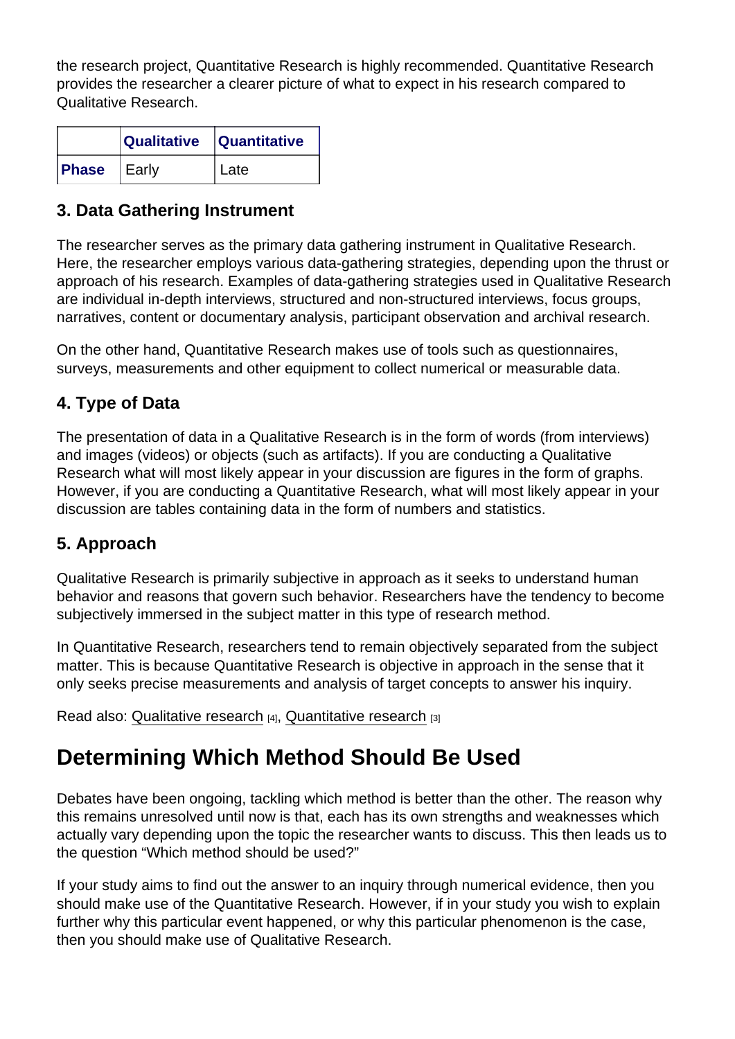the research project, Quantitative Research is highly recommended. Quantitative Research provides the researcher a clearer picture of what to expect in his research compared to Qualitative Research.

| | Qualitative | Quantitative |
|---|---|---|
| Phase | Early | Late |

### 3. Data Gathering Instrument

The researcher serves as the primary data gathering instrument in Qualitative Research. Here, the researcher employs various data-gathering strategies, depending upon the thrust or approach of his research. Examples of data-gathering strategies used in Qualitative Research are individual in-depth interviews, structured and non-structured interviews, focus groups, narratives, content or documentary analysis, participant observation and archival research.

On the other hand, Quantitative Research makes use of tools such as questionnaires, surveys, measurements and other equipment to collect numerical or measurable data.

### 4. Type of Data

The presentation of data in a Qualitative Research is in the form of words (from interviews) and images (videos) or objects (such as artifacts). If you are conducting a Qualitative Research what will most likely appear in your discussion are figures in the form of graphs. However, if you are conducting a Quantitative Research, what will most likely appear in your discussion are tables containing data in the form of numbers and statistics.

### 5. Approach

Qualitative Research is primarily subjective in approach as it seeks to understand human behavior and reasons that govern such behavior. Researchers have the tendency to become subjectively immersed in the subject matter in this type of research method.

In Quantitative Research, researchers tend to remain objectively separated from the subject matter. This is because Quantitative Research is objective in approach in the sense that it only seeks precise measurements and analysis of target concepts to answer his inquiry.

Read also: Qualitative research [4], Quantitative research [3]

## Determining Which Method Should Be Used

Debates have been ongoing, tackling which method is better than the other. The reason why this remains unresolved until now is that, each has its own strengths and weaknesses which actually vary depending upon the topic the researcher wants to discuss. This then leads us to the question "Which method should be used?"

If your study aims to find out the answer to an inquiry through numerical evidence, then you should make use of the Quantitative Research. However, if in your study you wish to explain further why this particular event happened, or why this particular phenomenon is the case, then you should make use of Qualitative Research.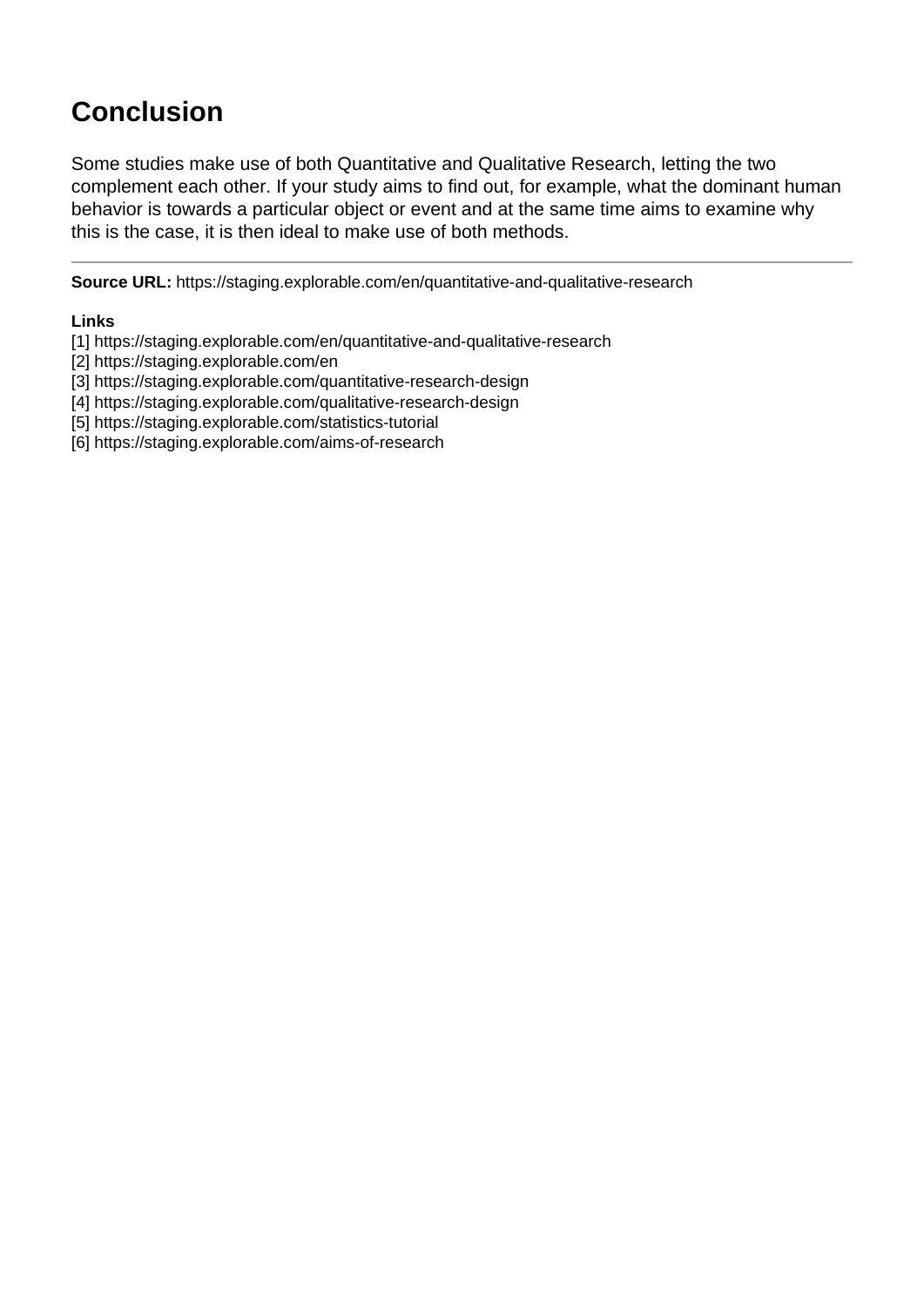## Conclusion

Some studies make use of both Quantitative and Qualitative Research, letting the two complement each other. If your study aims to find out, for example, what the dominant human behavior is towards a particular object or event and at the same time aims to examine why this is the case, it is then ideal to make use of both methods.

---

**Source URL:** https://staging.explorable.com/en/quantitative-and-qualitative-research

**Links**
[1] https://staging.explorable.com/en/quantitative-and-qualitative-research
[2] https://staging.explorable.com/en
[3] https://staging.explorable.com/quantitative-research-design
[4] https://staging.explorable.com/qualitative-research-design
[5] https://staging.explorable.com/statistics-tutorial
[6] https://staging.explorable.com/aims-of-research